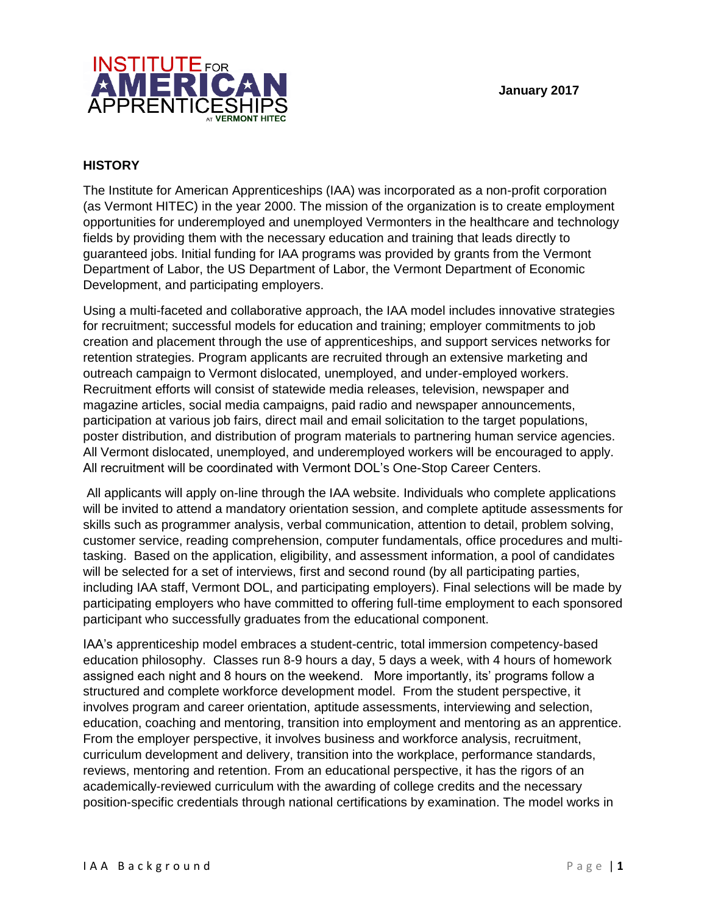INSTITUTE FOR AMERICAN APPRENTICESHIPS AT VERMONT HITEC

**January 2017**

## HISTORY

The Institute for American Apprenticeships (IAA) was incorporated as a non-profit corporation (as Vermont HITEC) in the year 2000. The mission of the organization is to create employment opportunities for underemployed and unemployed Vermonters in the healthcare and technology fields by providing them with the necessary education and training that leads directly to guaranteed jobs. Initial funding for IAA programs was provided by grants from the Vermont Department of Labor, the US Department of Labor, the Vermont Department of Economic Development, and participating employers.

Using a multi-faceted and collaborative approach, the IAA model includes innovative strategies for recruitment; successful models for education and training; employer commitments to job creation and placement through the use of apprenticeships, and support services networks for retention strategies. Program applicants are recruited through an extensive marketing and outreach campaign to Vermont dislocated, unemployed, and under-employed workers. Recruitment efforts will consist of statewide media releases, television, newspaper and magazine articles, social media campaigns, paid radio and newspaper announcements, participation at various job fairs, direct mail and email solicitation to the target populations, poster distribution, and distribution of program materials to partnering human service agencies. All Vermont dislocated, unemployed, and underemployed workers will be encouraged to apply. All recruitment will be coordinated with Vermont DOL's One-Stop Career Centers.

All applicants will apply on-line through the IAA website. Individuals who complete applications will be invited to attend a mandatory orientation session, and complete aptitude assessments for skills such as programmer analysis, verbal communication, attention to detail, problem solving, customer service, reading comprehension, computer fundamentals, office procedures and multi-tasking. Based on the application, eligibility, and assessment information, a pool of candidates will be selected for a set of interviews, first and second round (by all participating parties, including IAA staff, Vermont DOL, and participating employers). Final selections will be made by participating employers who have committed to offering full-time employment to each sponsored participant who successfully graduates from the educational component.

IAA's apprenticeship model embraces a student-centric, total immersion competency-based education philosophy. Classes run 8-9 hours a day, 5 days a week, with 4 hours of homework assigned each night and 8 hours on the weekend. More importantly, its' programs follow a structured and complete workforce development model. From the student perspective, it involves program and career orientation, aptitude assessments, interviewing and selection, education, coaching and mentoring, transition into employment and mentoring as an apprentice. From the employer perspective, it involves business and workforce analysis, recruitment, curriculum development and delivery, transition into the workplace, performance standards, reviews, mentoring and retention. From an educational perspective, it has the rigors of an academically-reviewed curriculum with the awarding of college credits and the necessary position-specific credentials through national certifications by examination. The model works in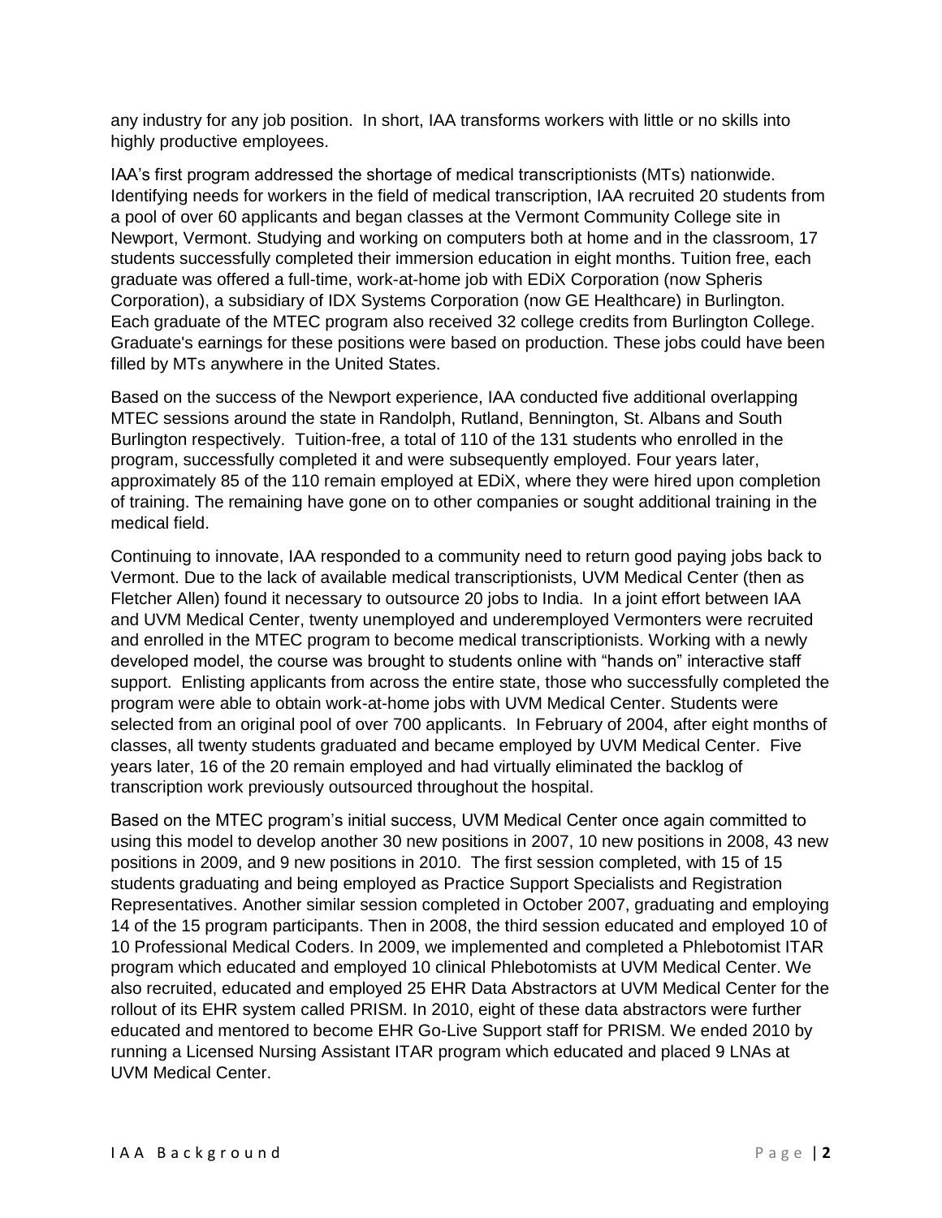any industry for any job position. In short, IAA transforms workers with little or no skills into highly productive employees.

IAA's first program addressed the shortage of medical transcriptionists (MTs) nationwide. Identifying needs for workers in the field of medical transcription, IAA recruited 20 students from a pool of over 60 applicants and began classes at the Vermont Community College site in Newport, Vermont. Studying and working on computers both at home and in the classroom, 17 students successfully completed their immersion education in eight months. Tuition free, each graduate was offered a full-time, work-at-home job with EDiX Corporation (now Spheris Corporation), a subsidiary of IDX Systems Corporation (now GE Healthcare) in Burlington. Each graduate of the MTEC program also received 32 college credits from Burlington College. Graduate's earnings for these positions were based on production. These jobs could have been filled by MTs anywhere in the United States.

Based on the success of the Newport experience, IAA conducted five additional overlapping MTEC sessions around the state in Randolph, Rutland, Bennington, St. Albans and South Burlington respectively. Tuition-free, a total of 110 of the 131 students who enrolled in the program, successfully completed it and were subsequently employed. Four years later, approximately 85 of the 110 remain employed at EDiX, where they were hired upon completion of training. The remaining have gone on to other companies or sought additional training in the medical field.

Continuing to innovate, IAA responded to a community need to return good paying jobs back to Vermont. Due to the lack of available medical transcriptionists, UVM Medical Center (then as Fletcher Allen) found it necessary to outsource 20 jobs to India. In a joint effort between IAA and UVM Medical Center, twenty unemployed and underemployed Vermonters were recruited and enrolled in the MTEC program to become medical transcriptionists. Working with a newly developed model, the course was brought to students online with "hands on" interactive staff support. Enlisting applicants from across the entire state, those who successfully completed the program were able to obtain work-at-home jobs with UVM Medical Center. Students were selected from an original pool of over 700 applicants. In February of 2004, after eight months of classes, all twenty students graduated and became employed by UVM Medical Center. Five years later, 16 of the 20 remain employed and had virtually eliminated the backlog of transcription work previously outsourced throughout the hospital.

Based on the MTEC program's initial success, UVM Medical Center once again committed to using this model to develop another 30 new positions in 2007, 10 new positions in 2008, 43 new positions in 2009, and 9 new positions in 2010. The first session completed, with 15 of 15 students graduating and being employed as Practice Support Specialists and Registration Representatives. Another similar session completed in October 2007, graduating and employing 14 of the 15 program participants. Then in 2008, the third session educated and employed 10 of 10 Professional Medical Coders. In 2009, we implemented and completed a Phlebotomist ITAR program which educated and employed 10 clinical Phlebotomists at UVM Medical Center. We also recruited, educated and employed 25 EHR Data Abstractors at UVM Medical Center for the rollout of its EHR system called PRISM. In 2010, eight of these data abstractors were further educated and mentored to become EHR Go-Live Support staff for PRISM. We ended 2010 by running a Licensed Nursing Assistant ITAR program which educated and placed 9 LNAs at UVM Medical Center.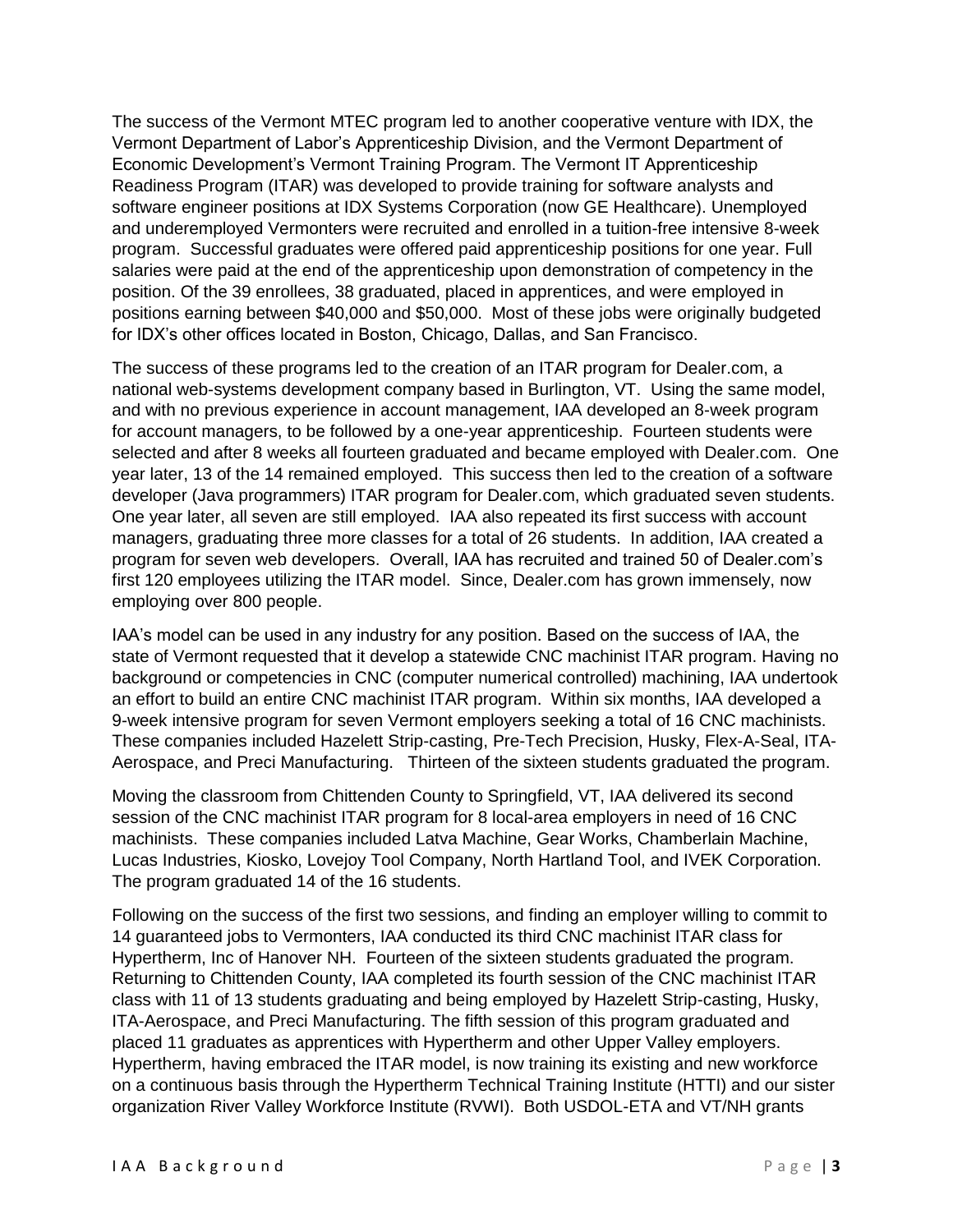The success of the Vermont MTEC program led to another cooperative venture with IDX, the Vermont Department of Labor's Apprenticeship Division, and the Vermont Department of Economic Development's Vermont Training Program. The Vermont IT Apprenticeship Readiness Program (ITAR) was developed to provide training for software analysts and software engineer positions at IDX Systems Corporation (now GE Healthcare). Unemployed and underemployed Vermonters were recruited and enrolled in a tuition-free intensive 8-week program. Successful graduates were offered paid apprenticeship positions for one year. Full salaries were paid at the end of the apprenticeship upon demonstration of competency in the position. Of the 39 enrollees, 38 graduated, placed in apprentices, and were employed in positions earning between $40,000 and $50,000. Most of these jobs were originally budgeted for IDX's other offices located in Boston, Chicago, Dallas, and San Francisco.

The success of these programs led to the creation of an ITAR program for Dealer.com, a national web-systems development company based in Burlington, VT. Using the same model, and with no previous experience in account management, IAA developed an 8-week program for account managers, to be followed by a one-year apprenticeship. Fourteen students were selected and after 8 weeks all fourteen graduated and became employed with Dealer.com. One year later, 13 of the 14 remained employed. This success then led to the creation of a software developer (Java programmers) ITAR program for Dealer.com, which graduated seven students. One year later, all seven are still employed. IAA also repeated its first success with account managers, graduating three more classes for a total of 26 students. In addition, IAA created a program for seven web developers. Overall, IAA has recruited and trained 50 of Dealer.com's first 120 employees utilizing the ITAR model. Since, Dealer.com has grown immensely, now employing over 800 people.

IAA's model can be used in any industry for any position. Based on the success of IAA, the state of Vermont requested that it develop a statewide CNC machinist ITAR program. Having no background or competencies in CNC (computer numerical controlled) machining, IAA undertook an effort to build an entire CNC machinist ITAR program. Within six months, IAA developed a 9-week intensive program for seven Vermont employers seeking a total of 16 CNC machinists. These companies included Hazelett Strip-casting, Pre-Tech Precision, Husky, Flex-A-Seal, ITA-Aerospace, and Preci Manufacturing. Thirteen of the sixteen students graduated the program.

Moving the classroom from Chittenden County to Springfield, VT, IAA delivered its second session of the CNC machinist ITAR program for 8 local-area employers in need of 16 CNC machinists. These companies included Latva Machine, Gear Works, Chamberlain Machine, Lucas Industries, Kiosko, Lovejoy Tool Company, North Hartland Tool, and IVEK Corporation. The program graduated 14 of the 16 students.

Following on the success of the first two sessions, and finding an employer willing to commit to 14 guaranteed jobs to Vermonters, IAA conducted its third CNC machinist ITAR class for Hypertherm, Inc of Hanover NH. Fourteen of the sixteen students graduated the program. Returning to Chittenden County, IAA completed its fourth session of the CNC machinist ITAR class with 11 of 13 students graduating and being employed by Hazelett Strip-casting, Husky, ITA-Aerospace, and Preci Manufacturing. The fifth session of this program graduated and placed 11 graduates as apprentices with Hypertherm and other Upper Valley employers. Hypertherm, having embraced the ITAR model, is now training its existing and new workforce on a continuous basis through the Hypertherm Technical Training Institute (HTTI) and our sister organization River Valley Workforce Institute (RVWI). Both USDOL-ETA and VT/NH grants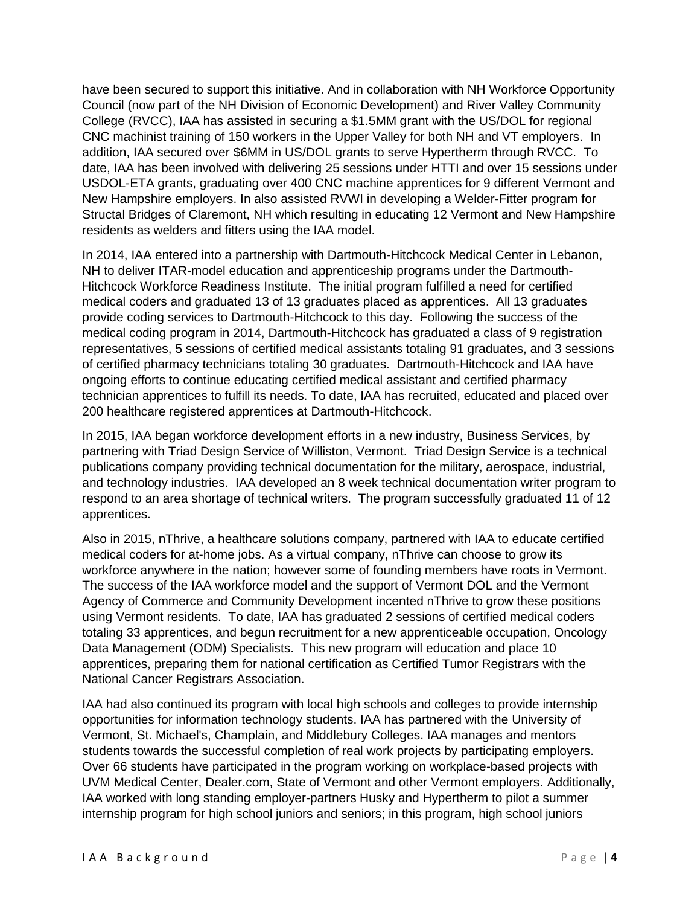have been secured to support this initiative. And in collaboration with NH Workforce Opportunity Council (now part of the NH Division of Economic Development) and River Valley Community College (RVCC), IAA has assisted in securing a $1.5MM grant with the US/DOL for regional CNC machinist training of 150 workers in the Upper Valley for both NH and VT employers. In addition, IAA secured over $6MM in US/DOL grants to serve Hypertherm through RVCC. To date, IAA has been involved with delivering 25 sessions under HTTI and over 15 sessions under USDOL-ETA grants, graduating over 400 CNC machine apprentices for 9 different Vermont and New Hampshire employers. In also assisted RVWI in developing a Welder-Fitter program for Structal Bridges of Claremont, NH which resulting in educating 12 Vermont and New Hampshire residents as welders and fitters using the IAA model.

In 2014, IAA entered into a partnership with Dartmouth-Hitchcock Medical Center in Lebanon, NH to deliver ITAR-model education and apprenticeship programs under the Dartmouth-Hitchcock Workforce Readiness Institute. The initial program fulfilled a need for certified medical coders and graduated 13 of 13 graduates placed as apprentices. All 13 graduates provide coding services to Dartmouth-Hitchcock to this day. Following the success of the medical coding program in 2014, Dartmouth-Hitchcock has graduated a class of 9 registration representatives, 5 sessions of certified medical assistants totaling 91 graduates, and 3 sessions of certified pharmacy technicians totaling 30 graduates. Dartmouth-Hitchcock and IAA have ongoing efforts to continue educating certified medical assistant and certified pharmacy technician apprentices to fulfill its needs. To date, IAA has recruited, educated and placed over 200 healthcare registered apprentices at Dartmouth-Hitchcock.

In 2015, IAA began workforce development efforts in a new industry, Business Services, by partnering with Triad Design Service of Williston, Vermont. Triad Design Service is a technical publications company providing technical documentation for the military, aerospace, industrial, and technology industries. IAA developed an 8 week technical documentation writer program to respond to an area shortage of technical writers. The program successfully graduated 11 of 12 apprentices.

Also in 2015, nThrive, a healthcare solutions company, partnered with IAA to educate certified medical coders for at-home jobs. As a virtual company, nThrive can choose to grow its workforce anywhere in the nation; however some of founding members have roots in Vermont. The success of the IAA workforce model and the support of Vermont DOL and the Vermont Agency of Commerce and Community Development incented nThrive to grow these positions using Vermont residents. To date, IAA has graduated 2 sessions of certified medical coders totaling 33 apprentices, and begun recruitment for a new apprenticeable occupation, Oncology Data Management (ODM) Specialists. This new program will education and place 10 apprentices, preparing them for national certification as Certified Tumor Registrars with the National Cancer Registrars Association.

IAA had also continued its program with local high schools and colleges to provide internship opportunities for information technology students. IAA has partnered with the University of Vermont, St. Michael's, Champlain, and Middlebury Colleges. IAA manages and mentors students towards the successful completion of real work projects by participating employers. Over 66 students have participated in the program working on workplace-based projects with UVM Medical Center, Dealer.com, State of Vermont and other Vermont employers. Additionally, IAA worked with long standing employer-partners Husky and Hypertherm to pilot a summer internship program for high school juniors and seniors; in this program, high school juniors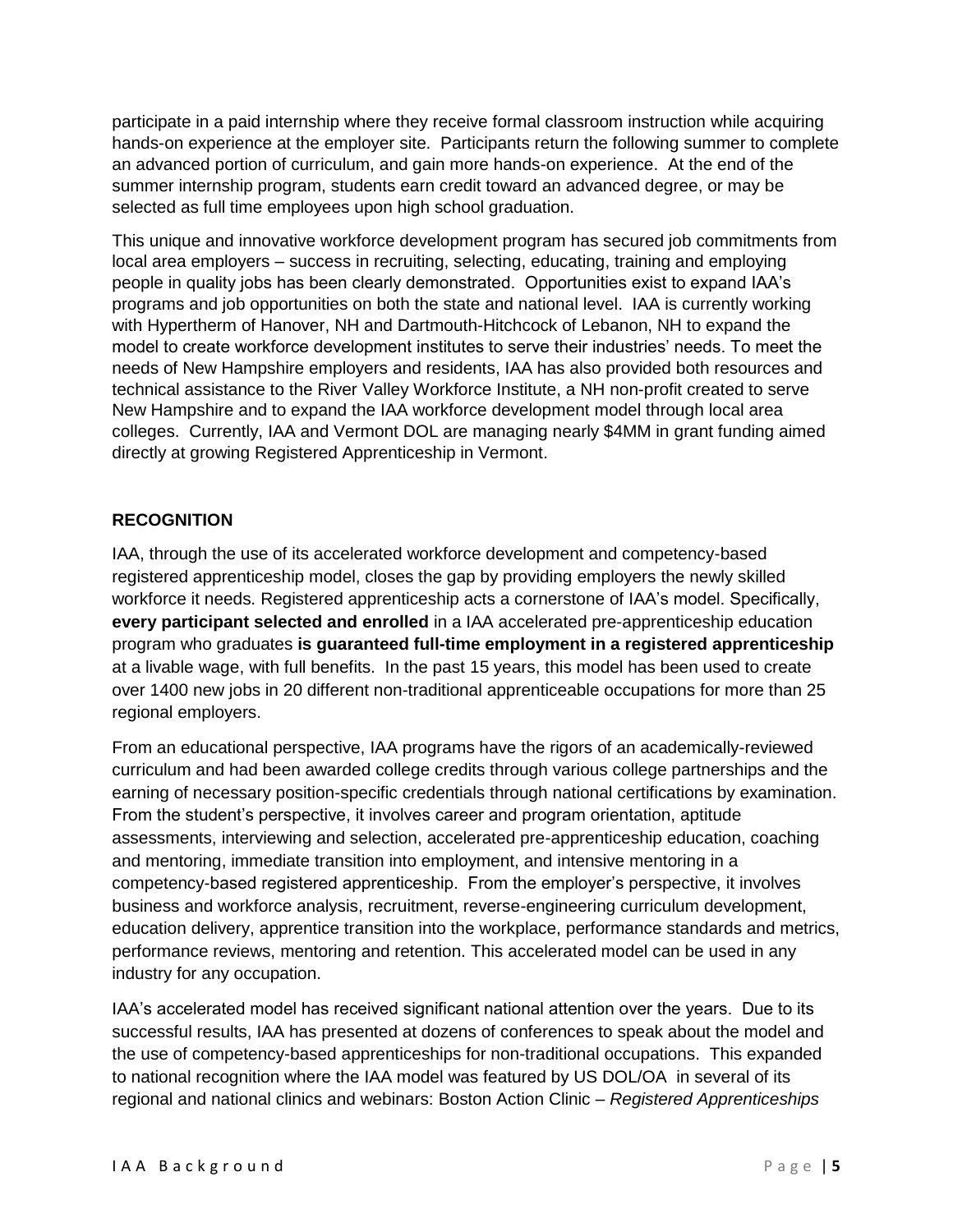participate in a paid internship where they receive formal classroom instruction while acquiring hands-on experience at the employer site. Participants return the following summer to complete an advanced portion of curriculum, and gain more hands-on experience. At the end of the summer internship program, students earn credit toward an advanced degree, or may be selected as full time employees upon high school graduation.

This unique and innovative workforce development program has secured job commitments from local area employers – success in recruiting, selecting, educating, training and employing people in quality jobs has been clearly demonstrated. Opportunities exist to expand IAA's programs and job opportunities on both the state and national level. IAA is currently working with Hypertherm of Hanover, NH and Dartmouth-Hitchcock of Lebanon, NH to expand the model to create workforce development institutes to serve their industries' needs. To meet the needs of New Hampshire employers and residents, IAA has also provided both resources and technical assistance to the River Valley Workforce Institute, a NH non-profit created to serve New Hampshire and to expand the IAA workforce development model through local area colleges. Currently, IAA and Vermont DOL are managing nearly $4MM in grant funding aimed directly at growing Registered Apprenticeship in Vermont.

## RECOGNITION

IAA, through the use of its accelerated workforce development and competency-based registered apprenticeship model, closes the gap by providing employers the newly skilled workforce it needs. Registered apprenticeship acts a cornerstone of IAA's model. Specifically, **every participant selected and enrolled** in a IAA accelerated pre-apprenticeship education program who graduates **is guaranteed full-time employment in a registered apprenticeship** at a livable wage, with full benefits. In the past 15 years, this model has been used to create over 1400 new jobs in 20 different non-traditional apprenticeable occupations for more than 25 regional employers.

From an educational perspective, IAA programs have the rigors of an academically-reviewed curriculum and had been awarded college credits through various college partnerships and the earning of necessary position-specific credentials through national certifications by examination. From the student's perspective, it involves career and program orientation, aptitude assessments, interviewing and selection, accelerated pre-apprenticeship education, coaching and mentoring, immediate transition into employment, and intensive mentoring in a competency-based registered apprenticeship. From the employer's perspective, it involves business and workforce analysis, recruitment, reverse-engineering curriculum development, education delivery, apprentice transition into the workplace, performance standards and metrics, performance reviews, mentoring and retention. This accelerated model can be used in any industry for any occupation.

IAA's accelerated model has received significant national attention over the years. Due to its successful results, IAA has presented at dozens of conferences to speak about the model and the use of competency-based apprenticeships for non-traditional occupations. This expanded to national recognition where the IAA model was featured by US DOL/OA in several of its regional and national clinics and webinars: Boston Action Clinic – *Registered Apprenticeships*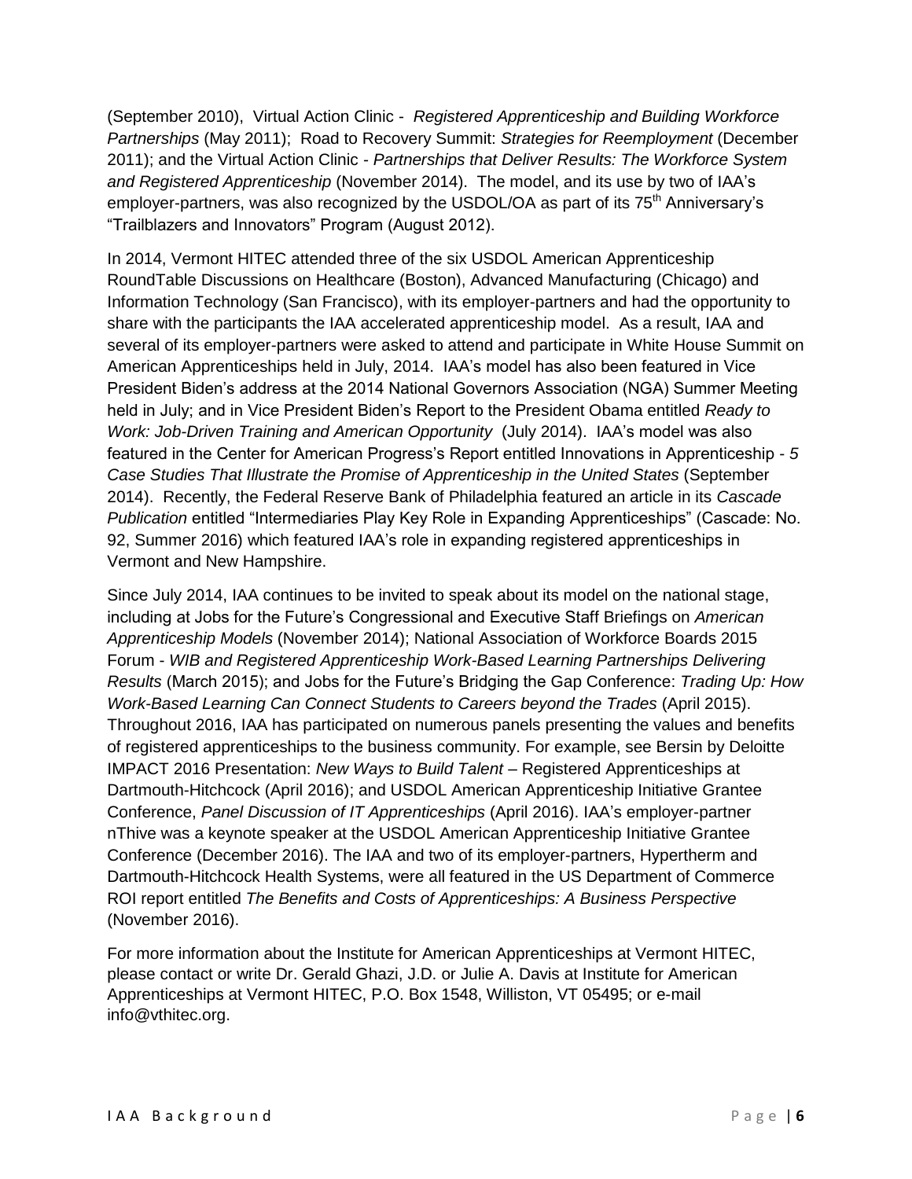(September 2010), Virtual Action Clinic - *Registered Apprenticeship and Building Workforce Partnerships* (May 2011); Road to Recovery Summit: *Strategies for Reemployment* (December 2011); and the Virtual Action Clinic - *Partnerships that Deliver Results: The Workforce System and Registered Apprenticeship* (November 2014). The model, and its use by two of IAA's employer-partners, was also recognized by the USDOL/OA as part of its 75th Anniversary's "Trailblazers and Innovators" Program (August 2012).

In 2014, Vermont HITEC attended three of the six USDOL American Apprenticeship RoundTable Discussions on Healthcare (Boston), Advanced Manufacturing (Chicago) and Information Technology (San Francisco), with its employer-partners and had the opportunity to share with the participants the IAA accelerated apprenticeship model. As a result, IAA and several of its employer-partners were asked to attend and participate in White House Summit on American Apprenticeships held in July, 2014. IAA's model has also been featured in Vice President Biden's address at the 2014 National Governors Association (NGA) Summer Meeting held in July; and in Vice President Biden's Report to the President Obama entitled *Ready to Work: Job-Driven Training and American Opportunity* (July 2014). IAA's model was also featured in the Center for American Progress's Report entitled Innovations in Apprenticeship - *5 Case Studies That Illustrate the Promise of Apprenticeship in the United States* (September 2014). Recently, the Federal Reserve Bank of Philadelphia featured an article in its *Cascade Publication* entitled "Intermediaries Play Key Role in Expanding Apprenticeships" (Cascade: No. 92, Summer 2016) which featured IAA's role in expanding registered apprenticeships in Vermont and New Hampshire.

Since July 2014, IAA continues to be invited to speak about its model on the national stage, including at Jobs for the Future's Congressional and Executive Staff Briefings on *American Apprenticeship Models* (November 2014); National Association of Workforce Boards 2015 Forum - *WIB and Registered Apprenticeship Work-Based Learning Partnerships Delivering Results* (March 2015); and Jobs for the Future's Bridging the Gap Conference: *Trading Up: How Work-Based Learning Can Connect Students to Careers beyond the Trades* (April 2015). Throughout 2016, IAA has participated on numerous panels presenting the values and benefits of registered apprenticeships to the business community. For example, see Bersin by Deloitte IMPACT 2016 Presentation: *New Ways to Build Talent* – Registered Apprenticeships at Dartmouth-Hitchcock (April 2016); and USDOL American Apprenticeship Initiative Grantee Conference, *Panel Discussion of IT Apprenticeships* (April 2016). IAA's employer-partner nThive was a keynote speaker at the USDOL American Apprenticeship Initiative Grantee Conference (December 2016). The IAA and two of its employer-partners, Hypertherm and Dartmouth-Hitchcock Health Systems, were all featured in the US Department of Commerce ROI report entitled *The Benefits and Costs of Apprenticeships: A Business Perspective* (November 2016).

For more information about the Institute for American Apprenticeships at Vermont HITEC, please contact or write Dr. Gerald Ghazi, J.D. or Julie A. Davis at Institute for American Apprenticeships at Vermont HITEC, P.O. Box 1548, Williston, VT 05495; or e-mail info@vthitec.org.